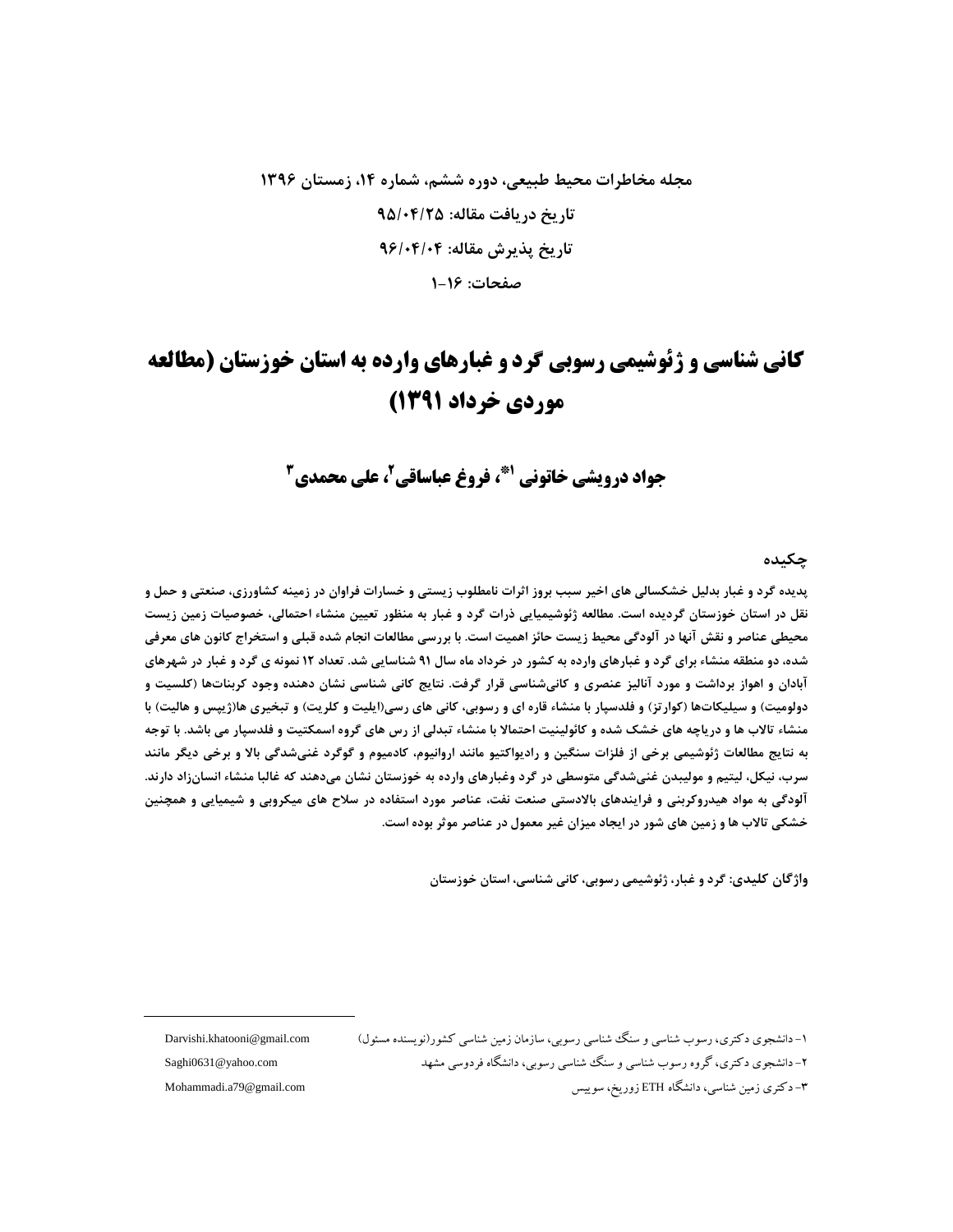**مجله مخاطرات محیط طبیعی، دوره ششم، شماره ۱۴، زمستان ۱۳۹۶**

**تاریخ دریافت مقاله: ۹۵/۰۴/۲۵**

**تاریخ پذیرش مقاله: ۹۶/۰۴/۰۴**

**صفحات: ۱۶-۱**

# کانی شناسی و ژئوشیمی رسوبی گرد و غبارهای وارده به استان خوزستان (مطالعه موردی خرداد ۱۳۹۱)

## جواد درویشی خاتونی [۱*]، فروغ عباساقی [۲]، علی محمدی [۳]

### چکیده

پدیده گرد و غبار بدلیل خشکسالی های اخیر سبب بروز اثرات نامطلوب زیستی و خسارات فراوان در زمینه کشاورزی، صنعتی و حمل و نقل در استان خوزستان گردیده است. مطالعه ژئوشیمیایی ذرات گرد و غبار به منظور تعیین منشاء احتمالی، خصوصیات زمین زیست محیطی عناصر و نقش آنها در آلودگی محیط زیست حائز اهمیت است. با بررسی مطالعات انجام شده قبلی و استخراج کانون های معرفی شده، دو منطقه منشاء برای گرد و غبارهای وارده به کشور در خرداد ماه سال ۹۱ شناسایی شد. تعداد ۱۲ نمونه ی گرد و غبار در شهرهای آبادان و اهواز برداشت و مورد آنالیز عنصری و کانی‌شناسی قرار گرفت. نتایج کانی شناسی نشان دهنده وجود کربنات‌ها (کلسیت و دولومیت) و سیلیکات‌ها (کوارتز) و فلدسپار با منشاء قاره ای و رسوبی، کانی های رسی(ایلیت و کلریت) و تبخیری ها(ژیپس و هالیت) با منشاء تالاب ها و دریاچه های خشک شده و کائولینیت احتمالا با منشاء تبدلی از رس های گروه اسمکتیت و فلدسپار می باشد. با توجه به نتایج مطالعات ژئوشیمی برخی از فلزات سنگین و رادیواکتیو مانند اروانیوم، کادمیوم و گوگرد غنی‌شدگی بالا و برخی دیگر مانند سرب، نیکل، لیتیم و مولیبدن غنی‌شدگی متوسطی در گرد وغبارهای وارده به خوزستان نشان می‌دهند که غالبا منشاء انسان‌زاد دارند. آلودگی به مواد هیدروکربنی و فرایندهای بالادستی صنعت نفت، عناصر مورد استفاده در سلاح های میکروبی و شیمیایی و همچنین خشکی تالاب ها و زمین های شور در ایجاد میزان غیر معمول در عناصر موثر بوده است.

**واژگان کلیدی: گرد و غبار، ژئوشیمی رسوبی، کانی شناسی، استان خوزستان**

---

۱- دانشجوی دکتری، رسوب شناسی و سنگ شناسی رسوبی، سازمان زمین شناسی کشور(نویسنده مسئول) Darvishi.khatooni@gmail.com

۲- دانشجوی دکتری، گروه رسوب شناسی و سنگ شناسی رسوبی، دانشگاه فردوسی مشهد Saghi0631@yahoo.com

۳- دکتری زمین شناسی، دانشگاه ETH زوریخ، سوییس Mohammadi.a79@gmail.com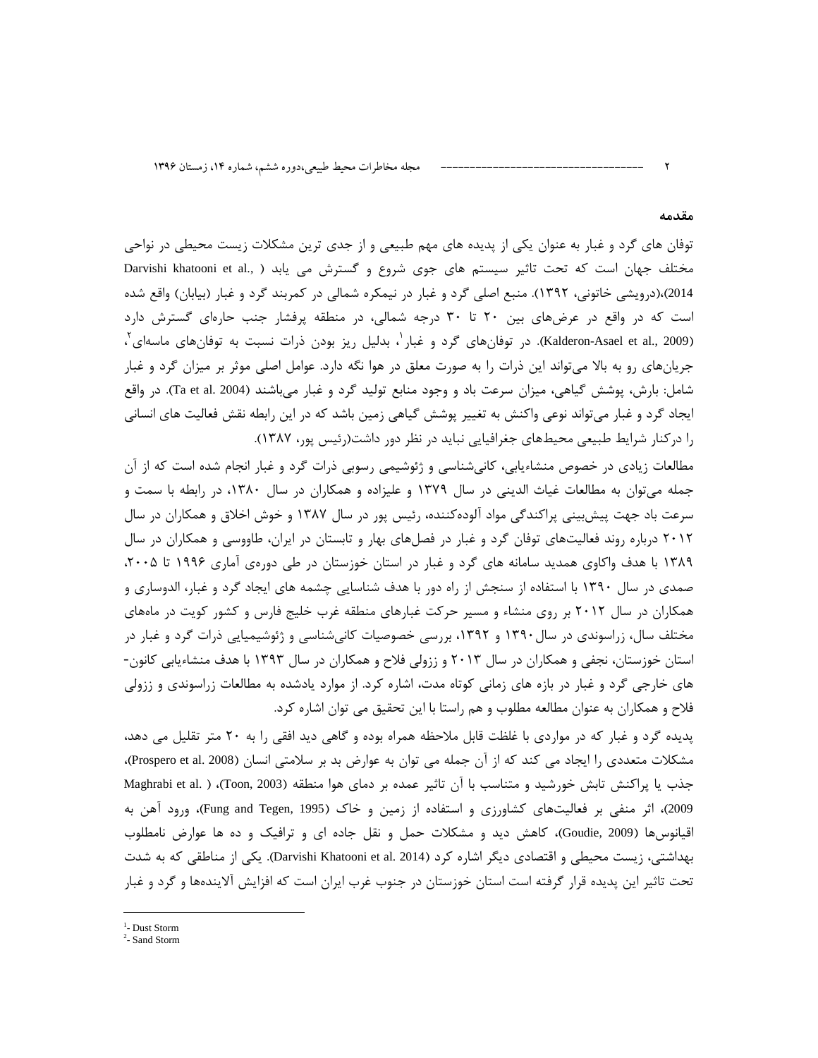## مقدمه

توفان های گرد و غبار به عنوان یکی از پدیده های مهم طبیعی و از جدی ترین مشکلات زیست محیطی در نواحی مختلف جهان است که تحت تاثیر سیستم های جوی شروع و گسترش می یابد (Darvishi khatooni et al., 2014)،(درویشی خاتونی، ۱۳۹۲). منبع اصلی گرد و غبار در نیمکره شمالی در کمربند گرد و غبار (بیابان) واقع شده است که در واقع در عرض‌های بین ۲۰ تا ۳۰ درجه شمالی، در منطقه پرفشار جنب حاره‌ای گسترش دارد (Kalderon-Asael et al., 2009). در توفان‌های گرد و غبار[1]، بدلیل ریز بودن ذرات نسبت به توفان‌های ماسه‌ای[2]، جریان‌های رو به بالا می‌تواند این ذرات را به صورت معلق در هوا نگه دارد. عوامل اصلی موثر بر میزان گرد و غبار شامل: بارش، پوشش گیاهی، میزان سرعت باد و وجود منابع تولید گرد و غبار می‌باشند (Ta et al. 2004). در واقع ایجاد گرد و غبار می‌تواند نوعی واکنش به تغییر پوشش گیاهی زمین باشد که در این رابطه نقش فعالیت های انسانی را درکنار شرایط طبیعی محیط‌های جغرافیایی نباید در نظر دور داشت(رئیس پور، ۱۳۸۷).

مطالعات زیادی در خصوص منشاءیابی، کانی‌شناسی و ژئوشیمی رسوبی ذرات گرد و غبار انجام شده است که از آن جمله می‌توان به مطالعات غیاث الدینی در سال ۱۳۷۹ و علیزاده و همکاران در سال ۱۳۸۰، در رابطه با سمت و سرعت باد جهت پیش‌بینی پراکندگی مواد آلوده‌کننده، رئیس پور در سال ۱۳۸۷ و خوش اخلاق و همکاران در سال ۲۰۱۲ درباره روند فعالیت‌های توفان گرد و غبار در فصل‌های بهار و تابستان در ایران، طاووسی و همکاران در سال ۱۳۸۹ با هدف واکاوی همدید سامانه های گرد و غبار در استان خوزستان در طی دوره‌ی آماری ۱۹۹۶ تا ۲۰۰۵، صمدی در سال ۱۳۹۰ با استفاده از سنجش از راه دور با هدف شناسایی چشمه های ایجاد گرد و غبار، الدوساری و همکاران در سال ۲۰۱۲ بر روی منشاء و مسیر حرکت غبارهای منطقه غرب خلیج فارس و کشور کویت در ماه‌های مختلف سال، زراسوندی در سال ۱۳۹۰ و ۱۳۹۲، بررسی خصوصیات کانی‌شناسی و ژئوشیمیایی ذرات گرد و غبار در استان خوزستان، نجفی و همکاران در سال ۲۰۱۳ و ززولی فلاح و همکاران در سال ۱۳۹۳ با هدف منشاءیابی کانون-های خارجی گرد و غبار در بازه های زمانی کوتاه مدت، اشاره کرد. از موارد یادشده به مطالعات زراسوندی و ززولی فلاح و همکاران به عنوان مطالعه مطلوب و هم راستا با این تحقیق می توان اشاره کرد.

پدیده گرد و غبار که در مواردی با غلظت قابل ملاحظه همراه بوده و گاهی دید افقی را به ۲۰ متر تقلیل می دهد، مشکلات متعددی را ایجاد می کند که از آن جمله می توان به عوارض بد بر سلامتی انسان (Prospero et al. 2008)، جذب یا پراکنش تابش خورشید و متناسب با آن تاثیر عمده بر دمای هوا منطقه (Toon, 2003)، (Maghrabi et al. 2009)، اثر منفی بر فعالیت‌های کشاورزی و استفاده از زمین و خاک (Fung and Tegen, 1995)، ورود آهن به اقیانوس‌ها (Goudie, 2009)، کاهش دید و مشکلات حمل و نقل جاده ای و ترافیک و ده ها عوارض نامطلوب بهداشتی، زیست محیطی و اقتصادی دیگر اشاره کرد (Darvishi Khatooni et al. 2014). یکی از مناطقی که به شدت تحت تاثیر این پدیده قرار گرفته است استان خوزستان در جنوب غرب ایران است که افزایش آلاینده‌ها و گرد و غبار

---

[1]- Dust Storm

[2]- Sand Storm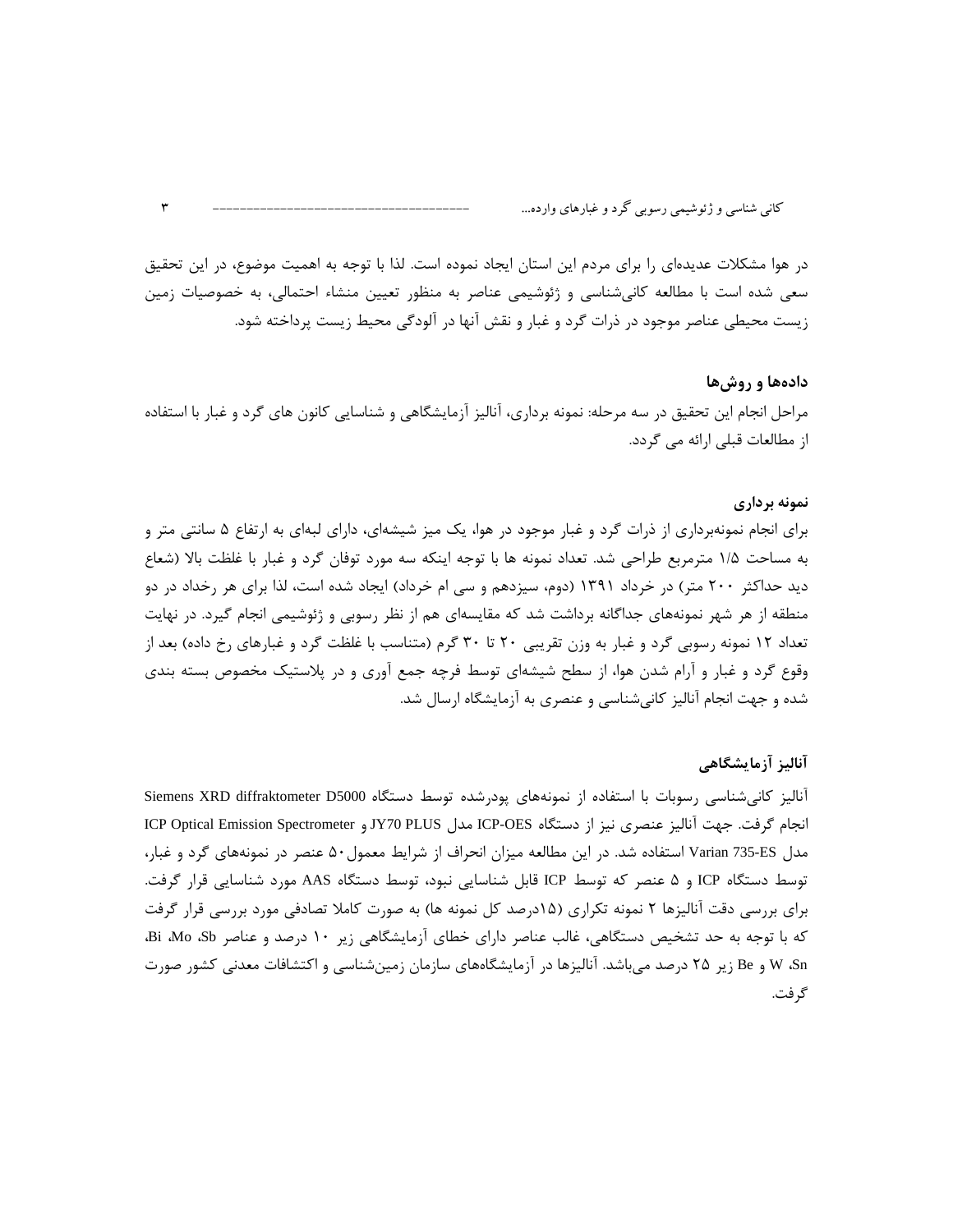در هوا مشکلات عدیده‌ای را برای مردم این استان ایجاد نموده است. لذا با توجه به اهمیت موضوع، در این تحقیق سعی شده است با مطالعه کانی‌شناسی و ژئوشیمی عناصر به منظور تعیین منشاء احتمالی، به خصوصیات زمین زیست محیطی عناصر موجود در ذرات گرد و غبار و نقش آنها در آلودگی محیط زیست پرداخته شود.

## داده‌ها و روش‌ها

مراحل انجام این تحقیق در سه مرحله: نمونه برداری، آنالیز آزمایشگاهی و شناسایی کانون های گرد و غبار با استفاده از مطالعات قبلی ارائه می گردد.

### نمونه برداری

برای انجام نمونه‌برداری از ذرات گرد و غبار موجود در هوا، یک میز شیشه‌ای، دارای لبه‌ای به ارتفاع ۵ سانتی متر و به مساحت ۱/۵ مترمربع طراحی شد. تعداد نمونه ها با توجه به اینکه سه مورد توفان گرد و غبار با غلظت بالا (شعاع دید حداکثر ۲۰۰ متر) در خرداد ۱۳۹۱ (دوم، سیزدهم و سی ام خرداد) ایجاد شده است، لذا برای هر رخداد در دو منطقه از هر شهر نمونه‌های جداگانه برداشت شد که مقایسه‌ای هم از نظر رسوبی و ژئوشیمی انجام گیرد. در نهایت تعداد ۱۲ نمونه رسوبی گرد و غبار به وزن تقریبی ۲۰ تا ۳۰ گرم (متناسب با غلظت گرد و غبارهای رخ داده) بعد از وقوع گرد و غبار و آرام شدن هوا، از سطح شیشه‌ای توسط فرچه جمع آوری و در پلاستیک مخصوص بسته بندی شده و جهت انجام آنالیز کانی‌شناسی و عنصری به آزمایشگاه ارسال شد.

### آنالیز آزمایشگاهی

آنالیز کانی‌شناسی رسوبات با استفاده از نمونه‌های پودرشده توسط دستگاه Siemens XRD diffraktometer D5000 انجام گرفت. جهت آنالیز عنصری نیز از دستگاه ICP-OES مدل JY70 PLUS و ICP Optical Emission Spectrometer مدل Varian 735-ES استفاده شد. در این مطالعه میزان انحراف از شرایط معمول ۵۰ عنصر در نمونه‌های گرد و غبار، توسط دستگاه ICP و ۵ عنصر که توسط ICP قابل شناسایی نبود، توسط دستگاه AAS مورد شناسایی قرار گرفت. برای بررسی دقت آنالیزها ۲ نمونه تکراری (۱۵درصد کل نمونه ها) به صورت کاملا تصادفی مورد بررسی قرار گرفت که با توجه به حد تشخیص دستگاهی، غالب عناصر دارای خطای آزمایشگاهی زیر ۱۰ درصد و عناصر Sb، Mo، Bi، Sn، W و Be زیر ۲۵ درصد می‌باشد. آنالیزها در آزمایشگاه‌های سازمان زمین‌شناسی و اکتشافات معدنی کشور صورت گرفت.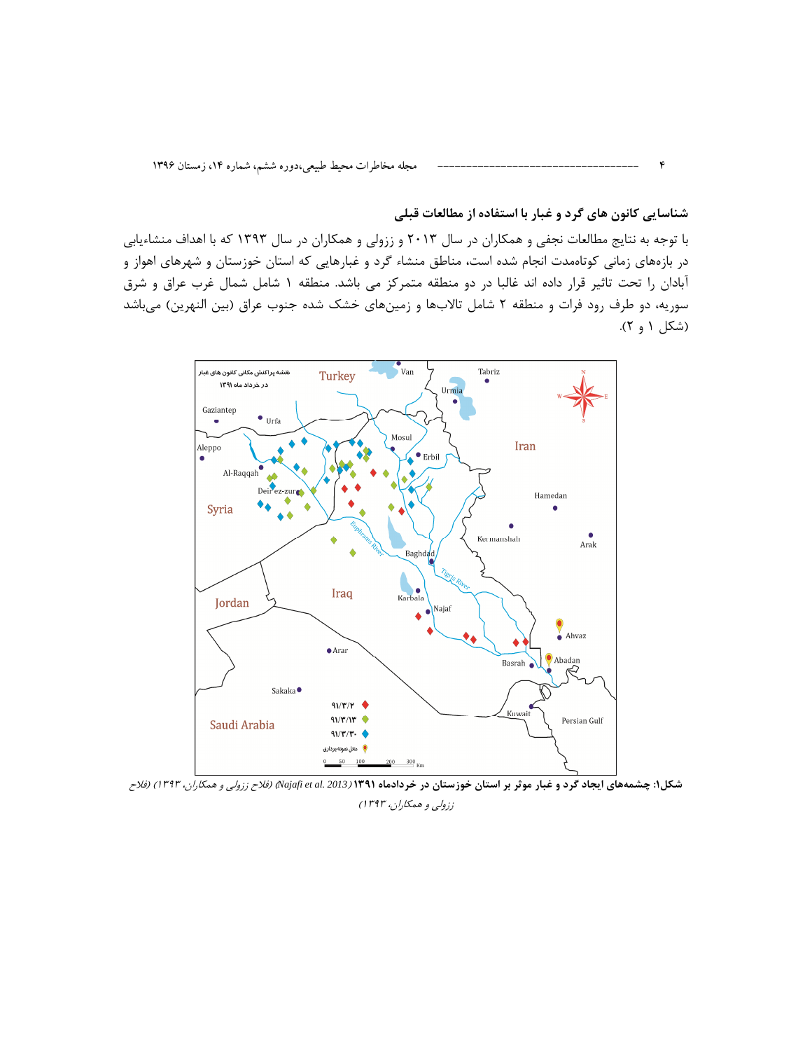### شناسایی کانون های گرد و غبار با استفاده از مطالعات قبلی

با توجه به نتایج مطالعات نجفی و همکاران در سال ۲۰۱۳ و ززولی و همکاران در سال ۱۳۹۳ که با اهداف منشاءیابی در بازه‌های زمانی کوتاه‌مدت انجام شده است، مناطق منشاء گرد و غبارهایی که استان خوزستان و شهرهای اهواز و آبادان را تحت تاثیر قرار داده اند غالبا در دو منطقه متمرکز می باشد. منطقه ۱ شامل شمال غرب عراق و شرق سوریه، دو طرف رود فرات و منطقه ۲ شامل تالاب‌ها و زمین‌های خشک شده جنوب عراق (بین النهرین) می‌باشد (شکل ۱ و ۲).

**شکل۱: چشمه‌های ایجاد گرد و غبار موثر بر استان خوزستان در خردادماه ۱۳۹۱** *(Najafi et al. 2013) (فلاح ززولی و همکاران، ۱۳۹۳) (فلاح ززولی و همکاران، ۱۳۹۳)*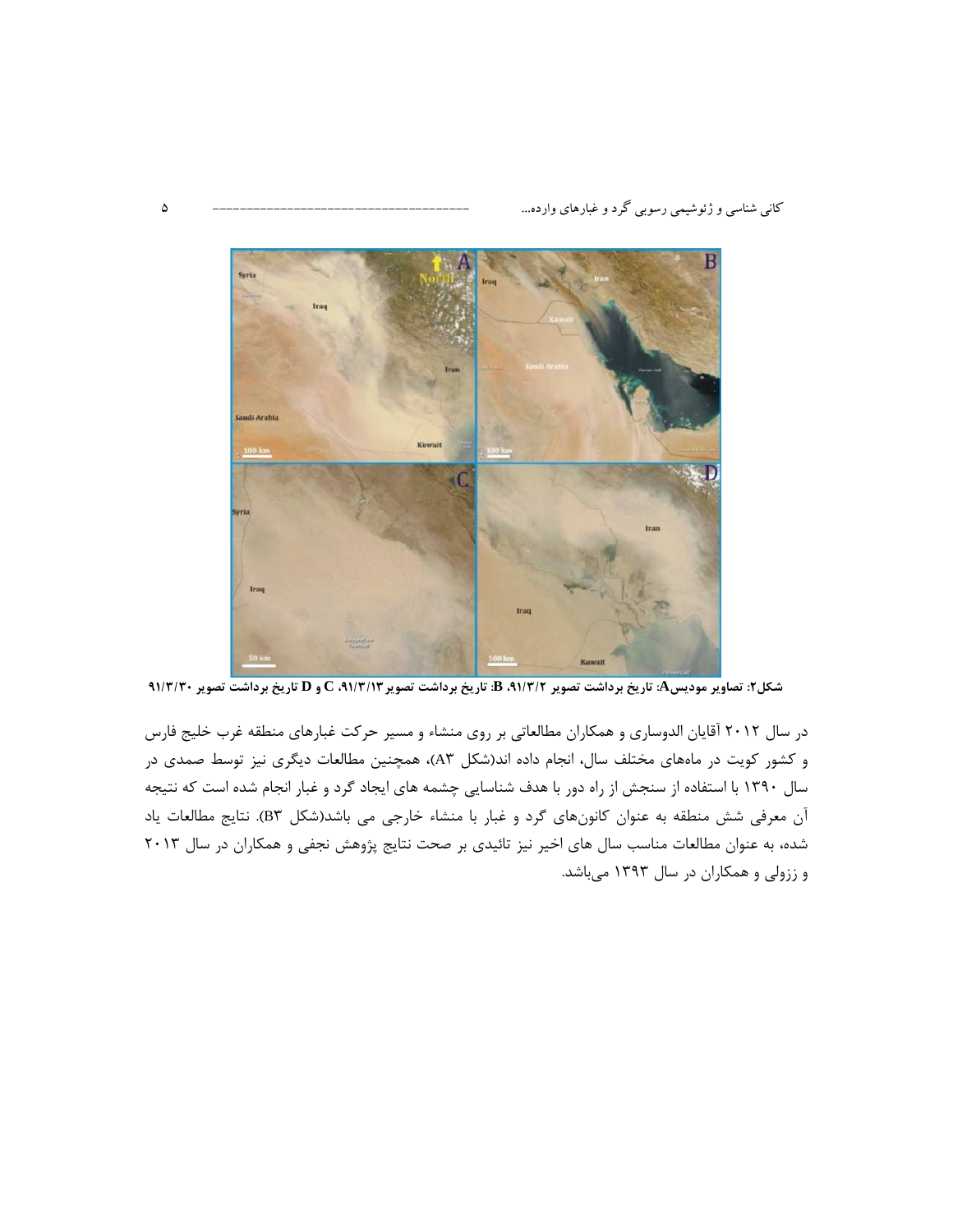**شکل۲: تصاویر مودیس A: تاریخ برداشت تصویر ۹۱/۳/۲، B: تاریخ برداشت تصویر ۹۱/۳/۱۳، C و D تاریخ برداشت تصویر ۹۱/۳/۳۰**

در سال ۲۰۱۲ آقایان الدوساری و همکاران مطالعاتی بر روی منشاء و مسیر حرکت غبارهای منطقه غرب خلیج فارس و کشور کویت در ماه‌های مختلف سال، انجام داده اند(شکل A۳)، همچنین مطالعات دیگری نیز توسط صمدی در سال ۱۳۹۰ با استفاده از سنجش از راه دور با هدف شناسایی چشمه های ایجاد گرد و غبار انجام شده است که نتیجه آن معرفی شش منطقه به عنوان کانون‌های گرد و غبار با منشاء خارجی می باشد(شکل B۳). نتایج مطالعات یاد شده، به عنوان مطالعات مناسب سال های اخیر نیز تائیدی بر صحت نتایج پژوهش نجفی و همکاران در سال ۲۰۱۳ و ززولی و همکاران در سال ۱۳۹۳ می‌باشد.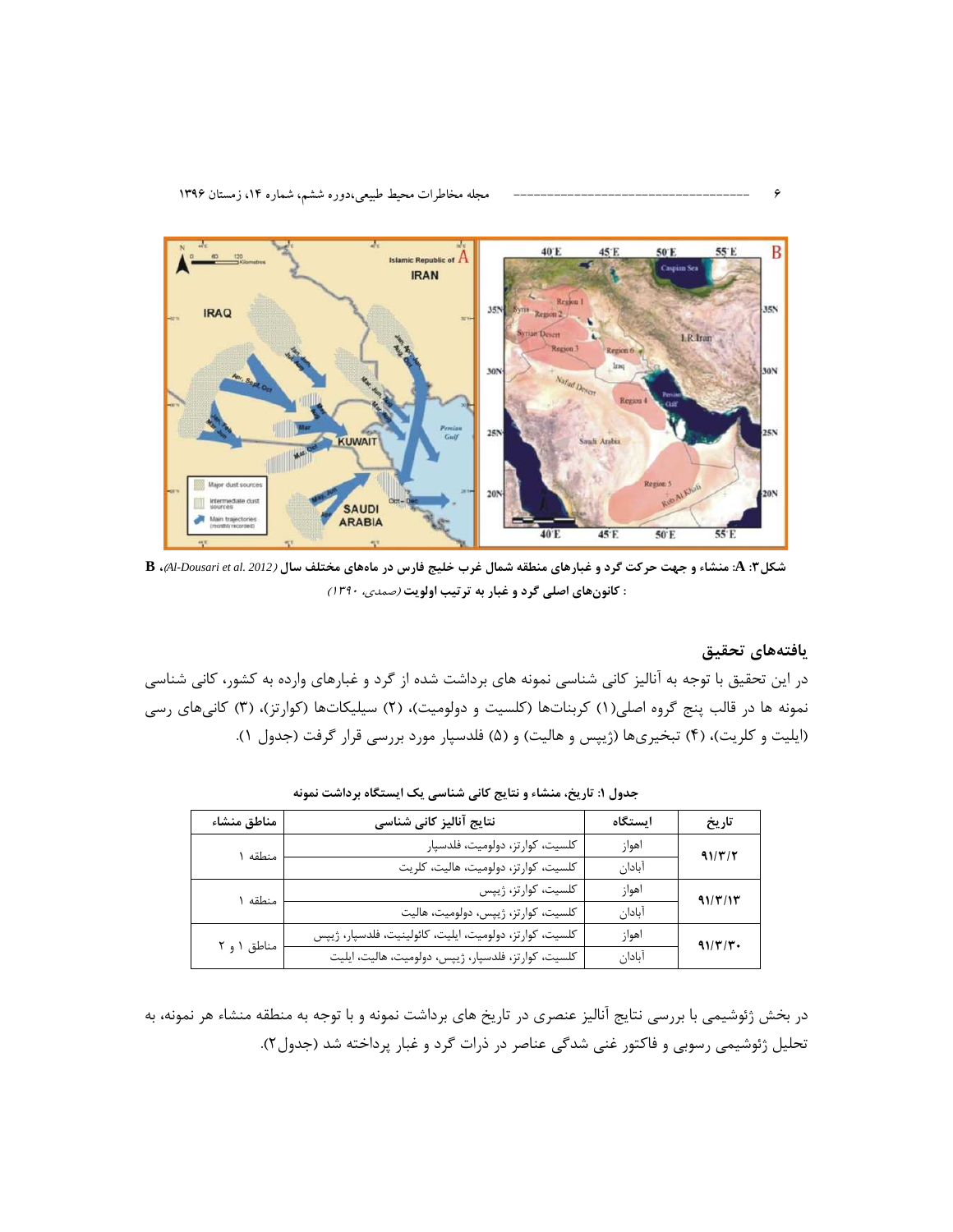**شکل۳: A: منشاء و جهت حرکت گرد و غبارهای منطقه شمال غرب خلیج فارس در ماه‌های مختلف سال** *(Al-Dousari et al. 2012)*، **B: کانون‌های اصلی گرد و غبار به ترتیب اولویت** *(صمدی، ۱۳۹۰)*

## یافته‌های تحقیق

در این تحقیق با توجه به آنالیز کانی شناسی نمونه های برداشت شده از گرد و غبارهای وارده به کشور، کانی شناسی نمونه ها در قالب پنج گروه اصلی(۱) کربنات‌ها (کلسیت و دولومیت)، (۲) سیلیکات‌ها (کوارتز)، (۳) کانی‌های رسی (ایلیت و کلریت)، (۴) تبخیری‌ها (ژیپس و هالیت) و (۵) فلدسپار مورد بررسی قرار گرفت (جدول ۱).

**جدول ۱: تاریخ، منشاء و نتایج کانی شناسی یک ایستگاه برداشت نمونه**

| تاریخ | ایستگاه | نتایج آنالیز کانی شناسی | مناطق منشاء |
|---|---|---|---|
| ۹۱/۳/۲ | اهواز | کلسیت، کوارتز، دولومیت، فلدسپار | منطقه ۱ |
| | آبادان | کلسیت، کوارتز، دولومیت، هالیت، کلریت | |
| ۹۱/۳/۱۳ | اهواز | کلسیت، کوارتز، ژیپس | منطقه ۱ |
| | آبادان | کلسیت، کوارتز، ژیپس، دولومیت، هالیت | |
| ۹۱/۳/۳۰ | اهواز | کلسیت، کوارتز، دولومیت، ایلیت، کائولینیت، فلدسپار، ژیپس | مناطق ۱ و ۲ |
| | آبادان | کلسیت، کوارتز، فلدسپار، ژیپس، دولومیت، هالیت، ایلیت | |

در بخش ژئوشیمی با بررسی نتایج آنالیز عنصری در تاریخ های برداشت نمونه و با توجه به منطقه منشاء هر نمونه، به تحلیل ژئوشیمی رسوبی و فاکتور غنی شدگی عناصر در ذرات گرد و غبار پرداخته شد (جدول۲).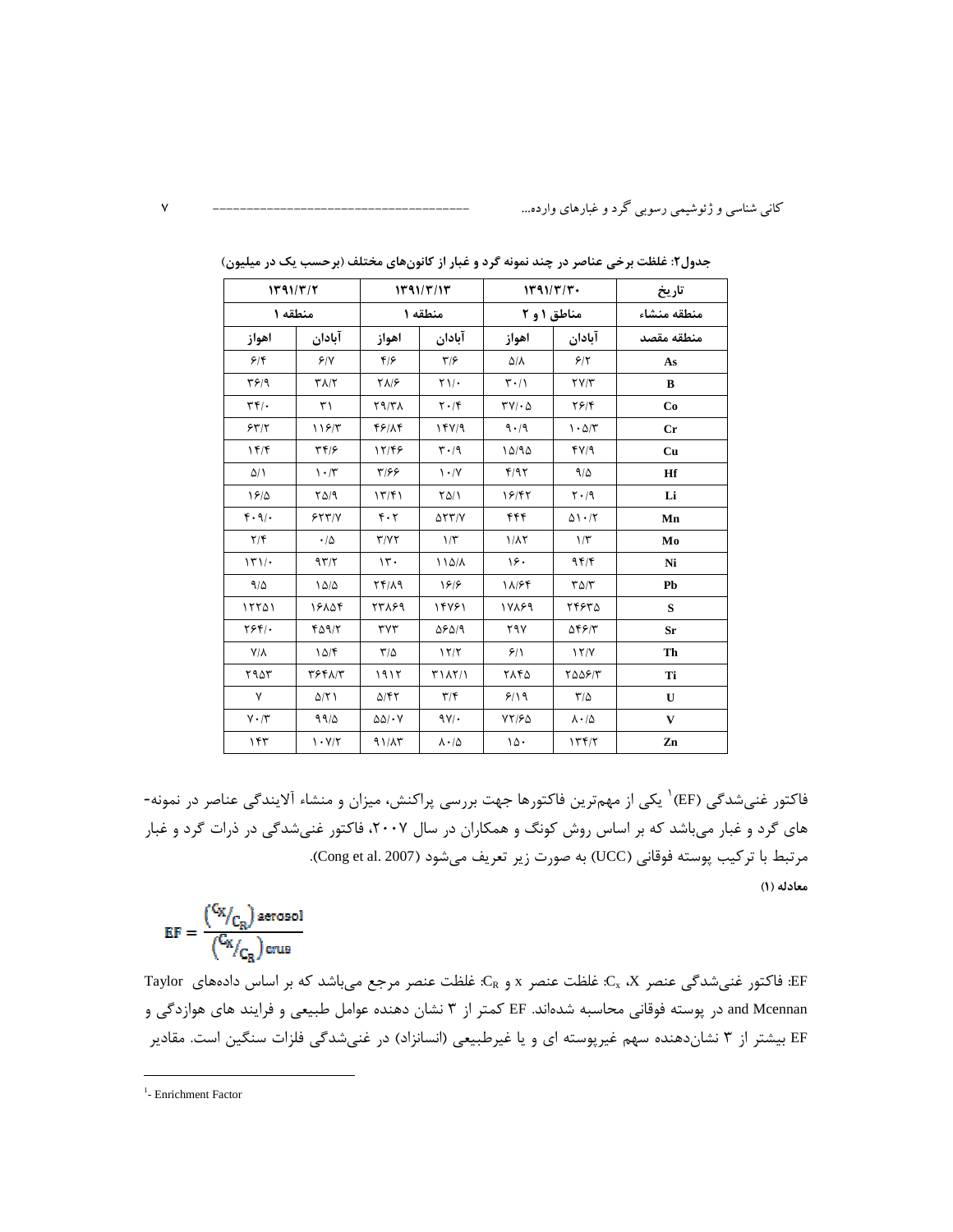**جدول۲: غلظت برخی عناصر در چند نمونه گرد و غبار از کانون‌های مختلف (برحسب یک در میلیون)**

| تاریخ | ۱۳۹۱/۳/۳۰ | | ۱۳۹۱/۳/۱۳ | | ۱۳۹۱/۳/۲ | |
|---|---|---|---|---|---|---|
| منطقه منشاء | مناطق ۱ و ۲ | | منطقه ۱ | | منطقه ۱ | |
| منطقه مقصد | آبادان | اهواز | آبادان | اهواز | آبادان | اهواز |
| As | ۶/۲ | ۵/۸ | ۳/۶ | ۴/۶ | ۶/۷ | ۶/۴ |
| B | ۲۷/۳ | ۳۰/۱ | ۲۱/۰ | ۲۸/۶ | ۳۸/۲ | ۳۶/۹ |
| Co | ۲۶/۴ | ۳۷/۰۵ | ۲۰/۴ | ۲۹/۳۸ | ۳۱ | ۳۴/۰ |
| Cr | ۱۰۵/۳ | ۹۰/۹ | ۱۴۷/۹ | ۴۶/۸۴ | ۱۱۶/۳ | ۶۳/۲ |
| Cu | ۴۷/۹ | ۱۵/۹۵ | ۳۰/۹ | ۱۲/۴۶ | ۳۴/۶ | ۱۴/۴ |
| Hf | ۹/۵ | ۴/۹۲ | ۱۰/۷ | ۳/۶۶ | ۱۰/۳ | ۵/۱ |
| Li | ۲۰/۹ | ۱۶/۴۲ | ۲۵/۱ | ۱۳/۴۱ | ۲۵/۹ | ۱۶/۵ |
| Mn | ۵۱۰/۲ | ۴۴۴ | ۵۲۳/۷ | ۴۰۲ | ۶۲۳/۷ | ۴۰۹/۰ |
| Mo | ۱/۳ | ۱/۸۲ | ۱/۳ | ۳/۷۲ | ۰/۵ | ۲/۴ |
| Ni | ۹۴/۴ | ۱۶۰ | ۱۱۵/۸ | ۱۳۰ | ۹۳/۲ | ۱۳۱/۰ |
| Pb | ۳۵/۳ | ۱۸/۶۴ | ۱۶/۶ | ۲۴/۸۹ | ۱۵/۵ | ۹/۵ |
| S | ۲۴۶۳۵ | ۱۷۸۶۹ | ۱۴۷۶۱ | ۲۳۸۶۹ | ۱۶۸۵۴ | ۱۲۲۵۱ |
| Sr | ۵۴۶/۳ | ۲۹۷ | ۵۶۵/۹ | ۳۷۳ | ۴۵۹/۲ | ۲۶۴/۰ |
| Th | ۱۲/۷ | ۶/۱ | ۱۲/۲ | ۳/۵ | ۱۵/۴ | ۷/۸ |
| Ti | ۲۵۵۶/۳ | ۲۸۴۵ | ۳۱۸۲/۱ | ۱۹۱۲ | ۳۶۴۸/۳ | ۲۹۵۳ |
| U | ۳/۵ | ۶/۱۹ | ۳/۴ | ۵/۴۲ | ۵/۲۱ | ۷ |
| V | ۸۰/۵ | ۷۲/۶۵ | ۹۷/۰ | ۵۵/۰۷ | ۹۹/۵ | ۷۰/۳ |
| Zn | ۱۳۴/۲ | ۱۵۰ | ۸۰/۵ | ۹۱/۸۳ | ۱۰۷/۲ | ۱۴۳ |

فاکتور غنی‌شدگی (EF)[1] یکی از مهم‌ترین فاکتورها جهت بررسی پراکنش، میزان و منشاء آلایندگی عناصر در نمونه‌های گرد و غبار می‌باشد که بر اساس روش کونگ و همکاران در سال ۲۰۰۷، فاکتور غنی‌شدگی در ذرات گرد و غبار مرتبط با ترکیب پوسته فوقانی (UCC) به صورت زیر تعریف می‌شود (Cong et al. 2007).

**معادله (۱)**

$$EF = \frac{\left(C_X/C_R\right)_{aerosol}}{\left(C_X/C_R\right)_{crus}}$$

EF: فاکتور غنی‌شدگی عنصر X، $C_x$: غلظت عنصر x و $C_R$: غلظت عنصر مرجع می‌باشد که بر اساس داده‌های Taylor and Mcennan در پوسته فوقانی محاسبه شده‌اند. EF کمتر از ۳ نشان دهنده عوامل طبیعی و فرایند های هوازدگی و EF بیشتر از ۳ نشان‌دهنده سهم غیرپوسته ای و یا غیرطبیعی (انسانزاد) در غنی‌شدگی فلزات سنگین است. مقادیر

---

[1]- Enrichment Factor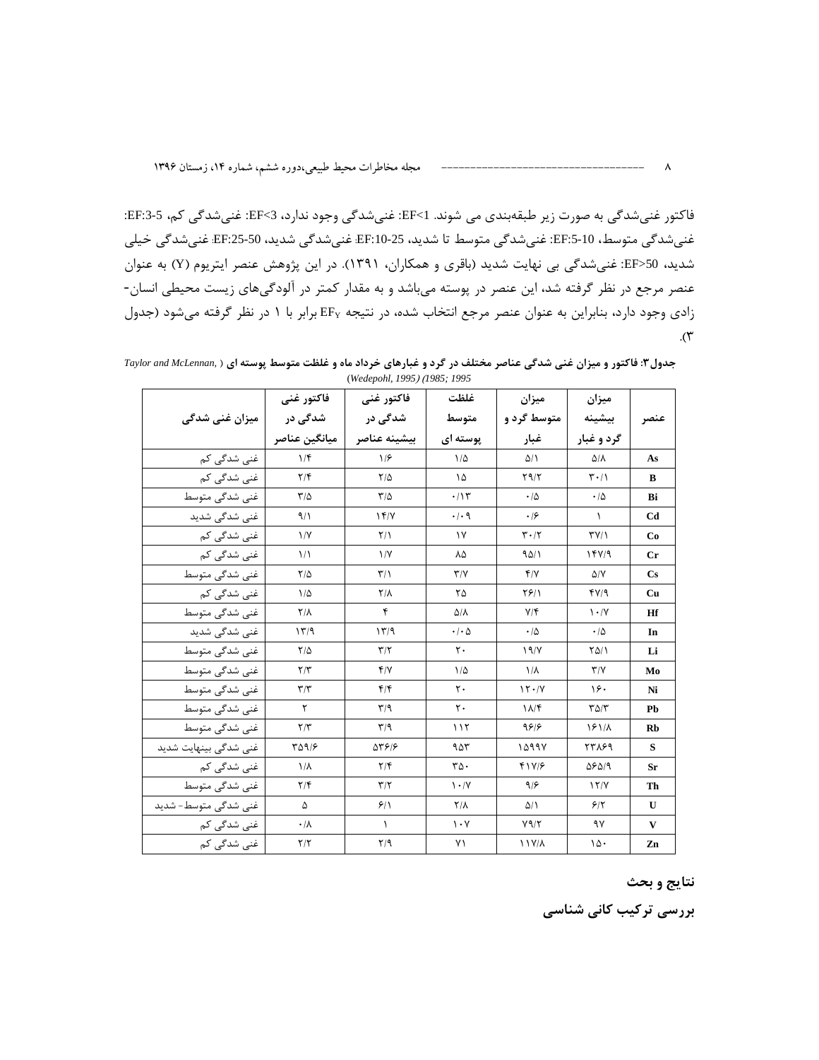فاکتور غنی‌شدگی به صورت زیر طبقه‌بندی می شوند. EF<1: غنی‌شدگی وجود ندارد، EF<3: غنی‌شدگی کم، EF:3-5: غنی‌شدگی متوسط، EF:5-10: غنی‌شدگی متوسط تا شدید، EF:10-25: غنی‌شدگی شدید، EF:25-50: غنی‌شدگی خیلی شدید، EF>50: غنی‌شدگی بی نهایت شدید (باقری و همکاران، ۱۳۹۱). در این پژوهش عنصر ایتریوم (Y) به عنوان عنصر مرجع در نظر گرفته شد، این عنصر در پوسته می‌باشد و به مقدار کمتر در آلودگی‌های زیست محیطی انسان-زادی وجود دارد، بنابراین به عنوان عنصر مرجع انتخاب شده، در نتیجه $EF_Y$ برابر با ۱ در نظر گرفته می‌شود (جدول ۳).

**جدول ۳: فاکتور و میزان غنی شدگی عناصر مختلف در گرد و غبارهای خرداد ماه و غلظت متوسط پوسته ای** (*Taylor and McLennan, 1985; 1995*) (*Wedepohl, 1995*)

| عنصر | میزان بیشینه گرد و غبار | میزان متوسط گرد و غبار | غلظت متوسط پوسته ای | فاکتور غنی شدگی در بیشینه عناصر | فاکتور غنی شدگی در میانگین عناصر | میزان غنی شدگی |
|---|---|---|---|---|---|---|
| As | ۵/۸ | ۵/۱ | ۱/۵ | ۱/۶ | ۱/۴ | غنی شدگی کم |
| B | ۳۰/۱ | ۲۹/۲ | ۱۵ | ۲/۵ | ۲/۴ | غنی شدگی کم |
| Bi | ۰/۵ | ۰/۵ | ۰/۱۳ | ۳/۵ | ۳/۵ | غنی شدگی متوسط |
| Cd | ۱ | ۰/۶ | ۰/۰۹ | ۱۴/۷ | ۹/۱ | غنی شدگی شدید |
| Co | ۳۷/۱ | ۳۰/۲ | ۱۷ | ۲/۱ | ۱/۷ | غنی شدگی کم |
| Cr | ۱۴۷/۹ | ۹۵/۱ | ۸۵ | ۱/۷ | ۱/۱ | غنی شدگی کم |
| Cs | ۵/۷ | ۴/۷ | ۳/۷ | ۳/۱ | ۲/۵ | غنی شدگی متوسط |
| Cu | ۴۷/۹ | ۲۶/۱ | ۲۵ | ۲/۸ | ۱/۵ | غنی شدگی کم |
| Hf | ۱۰/۷ | ۷/۴ | ۵/۸ | ۴ | ۲/۸ | غنی شدگی متوسط |
| In | ۰/۵ | ۰/۵ | ۰/۰۵ | ۱۳/۹ | ۱۳/۹ | غنی شدگی شدید |
| Li | ۲۵/۱ | ۱۹/۷ | ۲۰ | ۳/۲ | ۲/۵ | غنی شدگی متوسط |
| Mo | ۳/۷ | ۱/۸ | ۱/۵ | ۴/۷ | ۲/۳ | غنی شدگی متوسط |
| Ni | ۱۶۰ | ۱۲۰/۷ | ۲۰ | ۴/۴ | ۳/۳ | غنی شدگی متوسط |
| Pb | ۳۵/۳ | ۱۸/۴ | ۲۰ | ۳/۹ | ۲ | غنی شدگی متوسط |
| Rb | ۱۶۱/۸ | ۹۶/۶ | ۱۱۲ | ۳/۹ | ۲/۳ | غنی شدگی متوسط |
| S | ۲۳۸۶۹ | ۱۵۹۹۷ | ۹۵۳ | ۵۳۶/۶ | ۳۵۹/۶ | غنی شدگی بینهایت شدید |
| Sr | ۵۶۵/۹ | ۴۱۷/۶ | ۳۵۰ | ۲/۴ | ۱/۸ | غنی شدگی کم |
| Th | ۱۲/۷ | ۹/۶ | ۱۰/۷ | ۳/۲ | ۲/۴ | غنی شدگی متوسط |
| U | ۶/۲ | ۵/۱ | ۲/۸ | ۶/۱ | ۵ | غنی شدگی متوسط- شدید |
| V | ۹۷ | ۷۹/۲ | ۱۰۷ | ۱ | ۰/۸ | غنی شدگی کم |
| Zn | ۱۵۰ | ۱۱۷/۸ | ۷۱ | ۲/۹ | ۲/۲ | غنی شدگی کم |

## نتایج و بحث

### بررسی ترکیب کانی شناسی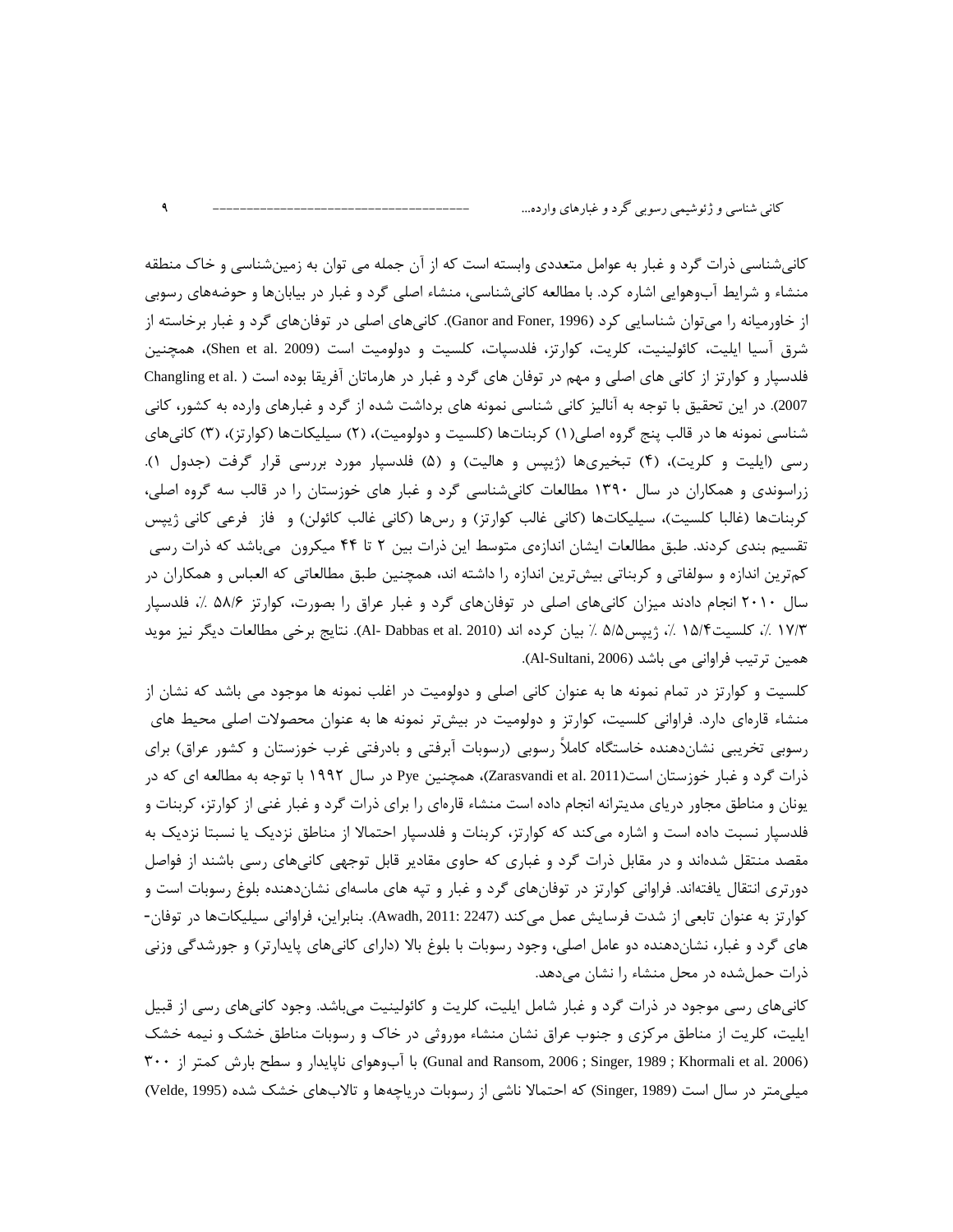کانی‌شناسی ذرات گرد و غبار به عوامل متعددی وابسته است که از آن جمله می توان به زمین‌شناسی و خاک منطقه منشاء و شرایط آب‌وهوایی اشاره کرد. با مطالعه کانی‌شناسی، منشاء اصلی گرد و غبار در بیابان‌ها و حوضه‌های رسوبی از خاورمیانه را می‌توان شناسایی کرد (Ganor and Foner, 1996). کانی‌های اصلی در توفان‌های گرد و غبار برخاسته از شرق آسیا ایلیت، کائولینیت، کلریت، کوارتز، فلدسپات، کلسیت و دولومیت است (Shen et al. 2009)، همچنین فلدسپار و کوارتز از کانی های اصلی و مهم در توفان های گرد و غبار در هارماتان آفریقا بوده است (Changling et al. 2007). در این تحقیق با توجه به آنالیز کانی شناسی نمونه های برداشت شده از گرد و غبارهای وارده به کشور، کانی شناسی نمونه ها در قالب پنج گروه اصلی(۱) کربنات‌ها (کلسیت و دولومیت)، (۲) سیلیکات‌ها (کوارتز)، (۳) کانی‌های رسی (ایلیت و کلریت)، (۴) تبخیری‌ها (ژیپس و هالیت) و (۵) فلدسپار مورد بررسی قرار گرفت (جدول ۱). زراسوندی و همکاران در سال ۱۳۹۰ مطالعات کانی‌شناسی گرد و غبار های خوزستان را در قالب سه گروه اصلی، کربنات‌ها (غالبا کلسیت)، سیلیکات‌ها (کانی غالب کوارتز) و رس‌ها (کانی غالب کائولن) و فاز فرعی کانی ژیپس تقسیم بندی کردند. طبق مطالعات ایشان اندازه‌ی متوسط این ذرات بین ۲ تا ۴۴ میکرون می‌باشد که ذرات رسی کم‌ترین اندازه و سولفاتی و کربناتی بیش‌ترین اندازه را داشته اند، همچنین طبق مطالعاتی که العباس و همکاران در سال ۲۰۱۰ انجام دادند میزان کانی‌های اصلی در توفان‌های گرد و غبار عراق را بصورت، کوارتز ۵۸/۶ ٪، فلدسپار ۱۷/۳ ٪، کلسیت۱۵/۴ ٪، ژیپس۵/۵ ٪ بیان کرده اند (Al- Dabbas et al. 2010). نتایج برخی مطالعات دیگر نیز موید همین ترتیب فراوانی می باشد (Al-Sultani, 2006).

کلسیت و کوارتز در تمام نمونه ها به عنوان کانی اصلی و دولومیت در اغلب نمونه ها موجود می باشد که نشان از منشاء قاره‌ای دارد. فراوانی کلسیت، کوارتز و دولومیت در بیش‌تر نمونه ها به عنوان محصولات اصلی محیط های رسوبی تخریبی نشان‌دهنده خاستگاه کاملاً رسوبی (رسوبات آبرفتی و بادرفتی غرب خوزستان و کشور عراق) برای ذرات گرد و غبار خوزستان است(Zarasvandi et al. 2011)، همچنین Pye در سال ۱۹۹۲ با توجه به مطالعه ای که در یونان و مناطق مجاور دریای مدیترانه انجام داده است منشاء قاره‌ای را برای ذرات گرد و غبار غنی از کوارتز، کربنات و فلدسپار نسبت داده است و اشاره می‌کند که کوارتز، کربنات و فلدسپار احتمالا از مناطق نزدیک یا نسبتا نزدیک به مقصد منتقل شده‌اند و در مقابل ذرات گرد و غباری که حاوی مقادیر قابل توجهی کانی‌های رسی باشند از فواصل دورتری انتقال یافته‌اند. فراوانی کوارتز در توفان‌های گرد و غبار و تپه های ماسه‌ای نشان‌دهنده بلوغ رسوبات است و کوارتز به عنوان تابعی از شدت فرسایش عمل می‌کند (Awadh, 2011: 2247). بنابراین، فراوانی سیلیکات‌ها در توفان-های گرد و غبار، نشان‌دهنده دو عامل اصلی، وجود رسوبات با بلوغ بالا (دارای کانی‌های پایدارتر) و جورشدگی وزنی ذرات حمل‌شده در محل منشاء را نشان می‌دهد.

کانی‌های رسی موجود در ذرات گرد و غبار شامل ایلیت، کلریت و کائولینیت می‌باشد. وجود کانی‌های رسی از قبیل ایلیت، کلریت از مناطق مرکزی و جنوب عراق نشان منشاء موروثی در خاک و رسوبات مناطق خشک و نیمه خشک (Gunal and Ransom, 2006 ; Singer, 1989 ; Khormali et al. 2006) با آب‌وهوای ناپایدار و سطح بارش کمتر از ۳۰۰ میلی‌متر در سال است (Singer, 1989) که احتمالا ناشی از رسوبات دریاچه‌ها و تالاب‌های خشک شده (Velde, 1995)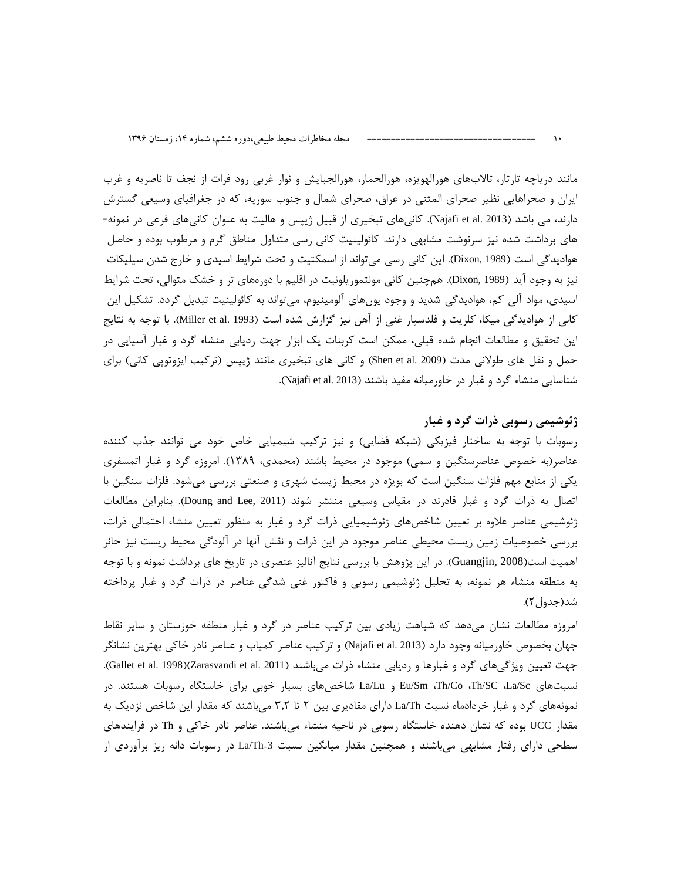مانند دریاچه تارتار، تالاب‌های هورالهویزه، هورالحمار، هورالجبایش و نوار غربی رود فرات از نجف تا ناصریه و غرب ایران و صحراهایی نظیر صحرای المثنی در عراق، صحرای شمال و جنوب سوریه، که در جغرافیای وسیعی گسترش دارند، می باشد (Najafi et al. 2013). کانی‌های تبخیری از قبیل ژیپس و هالیت به عنوان کانی‌های فرعی در نمونه‌های برداشت شده نیز سرنوشت مشابهی دارند. کائولینیت کانی رسی متداول مناطق گرم و مرطوب بوده و حاصل هوادیدگی است (Dixon, 1989). این کانی رسی می‌تواند از اسمکتیت و تحت شرایط اسیدی و خارج شدن سیلیکات نیز به وجود آید (Dixon, 1989). هم‌چنین کانی مونتموریلونیت در اقلیم با دوره‌های تر و خشک متوالی، تحت شرایط اسیدی، مواد آلی کم، هوادیدگی شدید و وجود یون‌های آلومینیوم، می‌تواند به کائولینیت تبدیل گردد. تشکیل این کانی از هوادیدگی میکا، کلریت و فلدسپار غنی از آهن نیز گزارش شده است (Miller et al. 1993). با توجه به نتایج این تحقیق و مطالعات انجام شده قبلی، ممکن است کربنات یک ابزار جهت ردیابی منشاء گرد و غبار آسیایی در حمل و نقل های طولانی مدت (Shen et al. 2009) و کانی های تبخیری مانند ژیپس (ترکیب ایزوتوپی کانی) برای شناسایی منشاء گرد و غبار در خاورمیانه مفید باشند (Najafi et al. 2013).

## ژئوشیمی رسوبی ذرات گرد و غبار

رسوبات با توجه به ساختار فیزیکی (شبکه فضایی) و نیز ترکیب شیمیایی خاص خود می توانند جذب کننده عناصر(به خصوص عناصرسنگین و سمی) موجود در محیط باشند (محمدی، ۱۳۸۹). امروزه گرد و غبار اتمسفری یکی از منابع مهم فلزات سنگین است که بویژه در محیط زیست شهری و صنعتی بررسی می‌شود. فلزات سنگین با اتصال به ذرات گرد و غبار قادرند در مقیاس وسیعی منتشر شوند (Doung and Lee, 2011). بنابراین مطالعات ژئوشیمی عناصر علاوه بر تعیین شاخص‌های ژئوشیمیایی ذرات گرد و غبار به منظور تعیین منشاء احتمالی ذرات، بررسی خصوصیات زمین زیست محیطی عناصر موجود در این ذرات و نقش آنها در آلودگی محیط زیست نیز حائز اهمیت است(Guangjin, 2008). در این پژوهش با بررسی نتایج آنالیز عنصری در تاریخ های برداشت نمونه و با توجه به منطقه منشاء هر نمونه، به تحلیل ژئوشیمی رسوبی و فاکتور غنی شدگی عناصر در ذرات گرد و غبار پرداخته شد(جدول ۲).

امروزه مطالعات نشان می‌دهد که شباهت زیادی بین ترکیب عناصر در گرد و غبار منطقه خوزستان و سایر نقاط جهان بخصوص خاورمیانه وجود دارد (Najafi et al. 2013) و ترکیب عناصر کمیاب و عناصر نادر خاکی بهترین نشانگر جهت تعیین ویژگی‌های گرد و غبارها و ردیابی منشاء ذرات می‌باشند (Zarasvandi et al. 2011)(Gallet et al. 1998). نسبت‌های La/Sc، Th/SC، Th/Co، Eu/Sm و La/Lu شاخص‌های بسیار خوبی برای خاستگاه رسوبات هستند. در نمونه‌های گرد و غبار خردادماه نسبت La/Th دارای مقادیری بین ۲ تا ۳،۲ می‌باشند که مقدار این شاخص نزدیک به مقدار UCC بوده که نشان دهنده خاستگاه رسوبی در ناحیه منشاء می‌باشند. عناصر نادر خاکی و Th در فرایندهای سطحی دارای رفتار مشابهی می‌باشند و همچنین مقدار میانگین نسبت La/Th=3 در رسوبات دانه ریز برآوردی از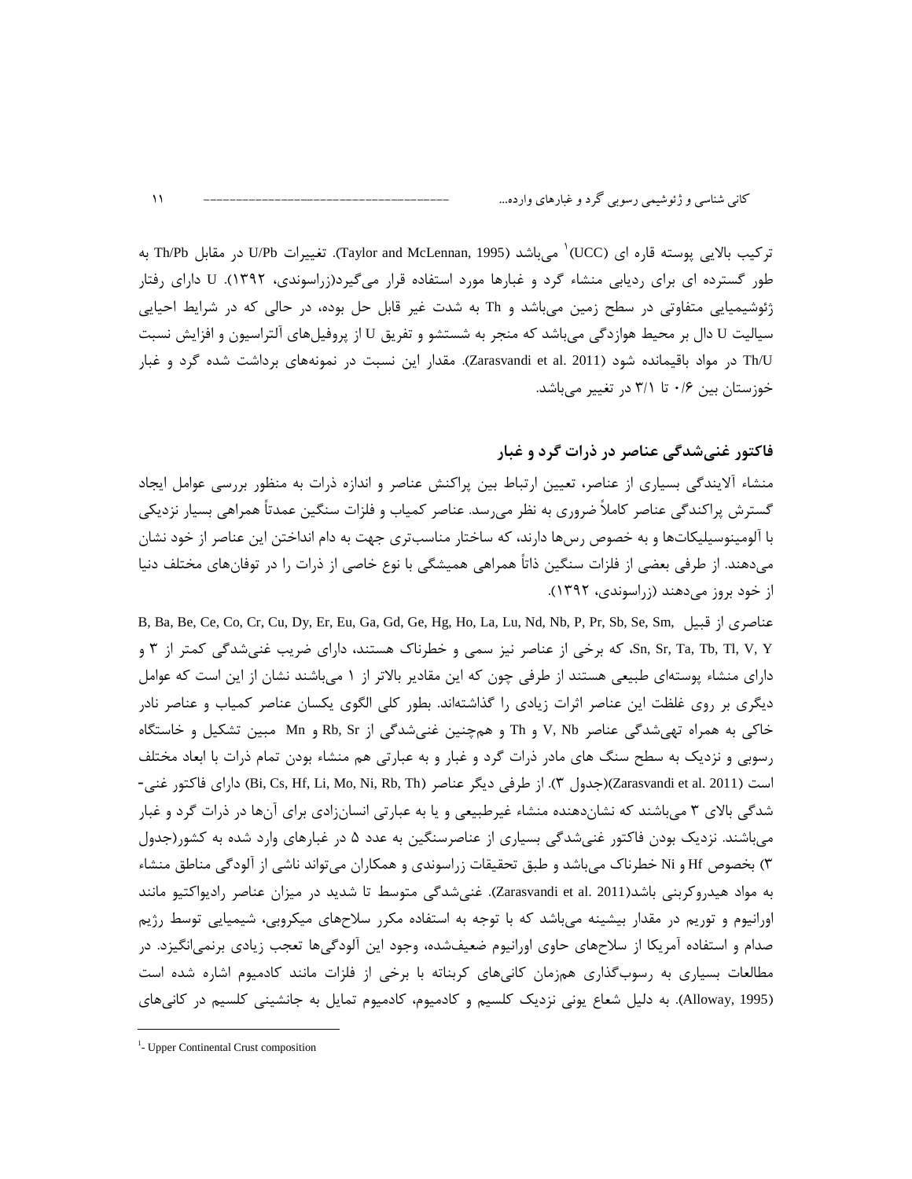ترکیب بالایی پوسته قاره ای (UCC)[1] می‌باشد (Taylor and McLennan, 1995). تغییرات U/Pb در مقابل Th/Pb به طور گسترده ای برای ردیابی منشاء گرد و غبارها مورد استفاده قرار می‌گیرد(زراسوندی، ۱۳۹۲). U دارای رفتار ژئوشیمیایی متفاوتی در سطح زمین می‌باشد و Th به شدت غیر قابل حل بوده، در حالی که در شرایط احیایی سیالیت U دال بر محیط هوازدگی می‌باشد که منجر به شستشو و تفریق U از پروفیل‌های آلتراسیون و افزایش نسبت Th/U در مواد باقیمانده شود (Zarasvandi et al. 2011). مقدار این نسبت در نمونه‌های برداشت شده گرد و غبار خوزستان بین ۰/۶ تا ۳/۱ در تغییر می‌باشد.

## فاکتور غنی‌شدگی عناصر در ذرات گرد و غبار

منشاء آلایندگی بسیاری از عناصر، تعیین ارتباط بین پراکنش عناصر و اندازه ذرات به منظور بررسی عوامل ایجاد گسترش پراکندگی عناصر کاملاً ضروری به نظر می‌رسد. عناصر کمیاب و فلزات سنگین عمدتاً همراهی بسیار نزدیکی با آلومینوسیلیکات‌ها و به خصوص رس‌ها دارند، که ساختار مناسب‌تری جهت به دام انداختن این عناصر از خود نشان می‌دهند. از طرفی بعضی از فلزات سنگین ذاتاً همراهی همیشگی با نوع خاصی از ذرات را در توفان‌های مختلف دنیا از خود بروز می‌دهند (زراسوندی، ۱۳۹۲).

عناصری از قبیل B, Ba, Be, Ce, Co, Cr, Cu, Dy, Er, Eu, Ga, Gd, Ge, Hg, Ho, La, Lu, Nd, Nb, P, Pr, Sb, Se, Sm, Sn, Sr, Ta, Tb, Tl, V, Y، که برخی از عناصر نیز سمی و خطرناک هستند، دارای ضریب غنی‌شدگی کمتر از ۳ و دارای منشاء پوسته‌ای طبیعی هستند از طرفی چون که این مقادیر بالاتر از ۱ می‌باشند نشان از این است که عوامل دیگری بر روی غلظت این عناصر اثرات زیادی را گذاشته‌اند. بطور کلی الگوی یکسان عناصر کمیاب و عناصر نادر خاکی به همراه تهی‌شدگی عناصر V, Nb و Th و همچنین غنی‌شدگی از Rb, Sr و Mn مبین تشکیل و خاستگاه رسوبی و نزدیک به سطح سنگ های مادر ذرات گرد و غبار و به عبارتی هم منشاء بودن تمام ذرات با ابعاد مختلف است (Zarasvandi et al. 2011)(جدول ۳). از طرفی دیگر عناصر (Bi, Cs, Hf, Li, Mo, Ni, Rb, Th) دارای فاکتور غنی-شدگی بالای ۳ می‌باشند که نشان‌دهنده منشاء غیرطبیعی و یا به عبارتی انسان‌زادی برای آن‌ها در ذرات گرد و غبار می‌باشند. نزدیک بودن فاکتور غنی‌شدگی بسیاری از عناصرسنگین به عدد ۵ در غبارهای وارد شده به کشور(جدول ۳) بخصوص Hf و Ni خطرناک می‌باشد و طبق تحقیقات زراسوندی و همکاران می‌تواند ناشی از آلودگی مناطق منشاء به مواد هیدروکربنی باشد(Zarasvandi et al. 2011). غنی‌شدگی متوسط تا شدید در میزان عناصر رادیواکتیو مانند اورانیوم و توریم در مقدار بیشینه می‌باشد که با توجه به استفاده مکرر سلاح‌های میکروبی، شیمیایی توسط رژیم صدام و استفاده آمریکا از سلاح‌های حاوی اورانیوم ضعیف‌شده، وجود این آلودگی‌ها تعجب زیادی برنمی‌انگیزد. در مطالعات بسیاری به رسوب‌گذاری هم‌زمان کانی‌های کربناته با برخی از فلزات مانند کادمیوم اشاره شده است (Alloway, 1995). به دلیل شعاع یونی نزدیک کلسیم و کادمیوم، کادمیوم تمایل به جانشینی کلسیم در کانی‌های

---

[1]- Upper Continental Crust composition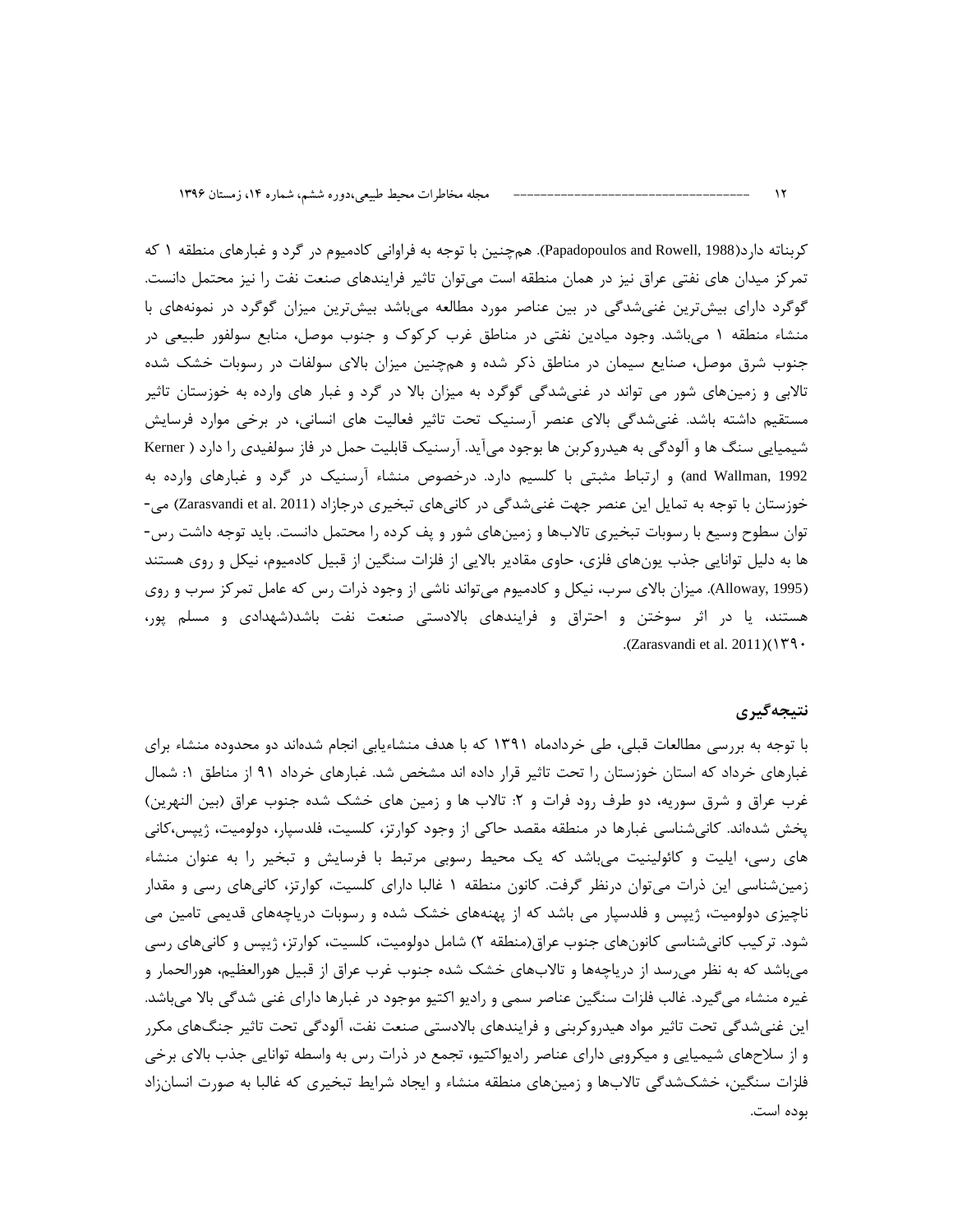کربناته دارد(Papadopoulos and Rowell, 1988). همچنین با توجه به فراوانی کادمیوم در گرد و غبارهای منطقه ۱ که تمرکز میدان های نفتی عراق نیز در همان منطقه است میتوان تاثیر فرایندهای صنعت نفت را نیز محتمل دانست. گوگرد دارای بیشترین غنیشدگی در بین عناصر مورد مطالعه میباشد بیشترین میزان گوگرد در نمونههای با منشاء منطقه ۱ میباشد. وجود میادین نفتی در مناطق غرب کرکوک و جنوب موصل، منابع سولفور طبیعی در جنوب شرق موصل، صنایع سیمان در مناطق ذکر شده و همچنین میزان بالای سولفات در رسوبات خشک شده تالابی و زمینهای شور می تواند در غنیشدگی گوگرد به میزان بالا در گرد و غبار های وارده به خوزستان تاثیر مستقیم داشته باشد. غنیشدگی بالای عنصر آرسنیک تحت تاثیر فعالیت های انسانی، در برخی موارد فرسایش شیمیایی سنگ ها و آلودگی به هیدروکربن ها بوجود میآید. آرسنیک قابلیت حمل در فاز سولفیدی را دارد ( Kerner and Wallman, 1992) و ارتباط مثبتی با کلسیم دارد. درخصوص منشاء آرسنیک در گرد و غبارهای وارده به خوزستان با توجه به تمایل این عنصر جهت غنیشدگی در کانیهای تبخیری درجازاد (Zarasvandi et al. 2011) می-توان سطوح وسیع با رسوبات تبخیری تالابها و زمینهای شور و پف کرده را محتمل دانست. باید توجه داشت رس-ها به دلیل توانایی جذب یونهای فلزی، حاوی مقادیر بالایی از فلزات سنگین از قبیل کادمیوم، نیکل و روی هستند (Alloway, 1995). میزان بالای سرب، نیکل و کادمیوم میتواند ناشی از وجود ذرات رس که عامل تمرکز سرب و روی هستند، یا در اثر سوختن و احتراق و فرایندهای بالادستی صنعت نفت باشد(شهدادی و مسلم پور، ۱۳۹۰)(Zarasvandi et al. 2011).

## نتیجهگیری

با توجه به بررسی مطالعات قبلی، طی خردادماه ۱۳۹۱ که با هدف منشاءیابی انجام شدهاند دو محدوده منشاء برای غبارهای خرداد که استان خوزستان را تحت تاثیر قرار داده اند مشخص شد. غبارهای خرداد ۹۱ از مناطق ۱: شمال غرب عراق و شرق سوریه، دو طرف رود فرات و ۲: تالاب ها و زمین های خشک شده جنوب عراق (بین النهرین) پخش شدهاند. کانیشناسی غبارها در منطقه مقصد حاکی از وجود کوارتز، کلسیت، فلدسپار، دولومیت، ژیپس،کانی های رسی، ایلیت و کائولینیت میباشد که یک محیط رسوبی مرتبط با فرسایش و تبخیر را به عنوان منشاء زمینشناسی این ذرات میتوان درنظر گرفت. کانون منطقه ۱ غالبا دارای کلسیت، کوارتز، کانیهای رسی و مقدار ناچیزی دولومیت، ژیپس و فلدسپار می باشد که از پهنههای خشک شده و رسوبات دریاچههای قدیمی تامین می شود. ترکیب کانیشناسی کانونهای جنوب عراق(منطقه ۲) شامل دولومیت، کلسیت، کوارتز، ژیپس و کانیهای رسی میباشد که به نظر میرسد از دریاچهها و تالابهای خشک شده جنوب غرب عراق از قبیل هورالعظیم، هورالحمار و غیره منشاء میگیرد. غالب فلزات سنگین عناصر سمی و رادیو اکتیو موجود در غبارها دارای غنی شدگی بالا میباشد. این غنیشدگی تحت تاثیر مواد هیدروکربنی و فرایندهای بالادستی صنعت نفت، آلودگی تحت تاثیر جنگهای مکرر و از سلاحهای شیمیایی و میکروبی دارای عناصر رادیواکتیو، تجمع در ذرات رس به واسطه توانایی جذب بالای برخی فلزات سنگین، خشکشدگی تالابها و زمینهای منطقه منشاء و ایجاد شرایط تبخیری که غالبا به صورت انسانزاد بوده است.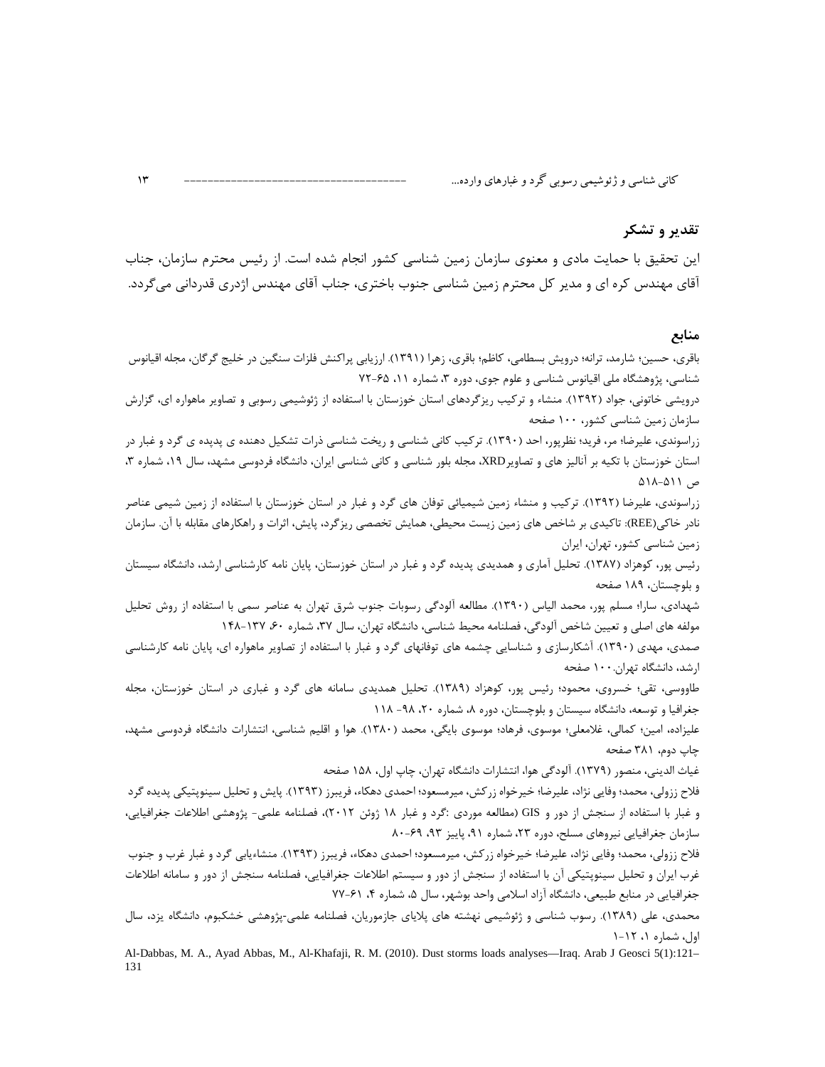## تقدیر و تشکر

این تحقیق با حمایت مادی و معنوی سازمان زمین شناسی کشور انجام شده است. از رئیس محترم سازمان، جناب آقای مهندس کره ای و مدیر کل محترم زمین شناسی جنوب باختری، جناب آقای مهندس اژدری قدردانی می‌گردد.

## منابع

باقری، حسین؛ شارمد، ترانه؛ درویش بسطامی، کاظم؛ باقری، زهرا (۱۳۹۱). ارزیابی پراکنش فلزات سنگین در خلیج گرگان، مجله اقیانوس شناسی، پژوهشگاه ملی اقیانوس شناسی و علوم جوی، دوره ۳، شماره ۱۱، ۶۵-۷۲

درویشی خاتونی، جواد (۱۳۹۲). منشاء و ترکیب ریزگردهای استان خوزستان با استفاده از ژئوشیمی رسوبی و تصاویر ماهواره ای، گزارش سازمان زمین شناسی کشور، ۱۰۰ صفحه

زراسوندی، علیرضا؛ مر، فرید؛ نظرپور، احد (۱۳۹۰). ترکیب کانی شناسی و ریخت شناسی ذرات تشکیل دهنده ی پدیده ی گرد و غبار در استان خوزستان با تکیه بر آنالیز های و تصاویرXRD، مجله بلور شناسی و کانی شناسی ایران، دانشگاه فردوسی مشهد، سال ۱۹، شماره ۳، ص ۵۱۱-۵۱۸

زراسوندی، علیرضا (۱۳۹۲). ترکیب و منشاء زمین شیمیائی توفان های گرد و غبار در استان خوزستان با استفاده از زمین شیمی عناصر نادر خاکی(REE): تاکیدی بر شاخص های زمین زیست محیطی، همایش تخصصی ریزگرد، پایش، اثرات و راهکارهای مقابله با آن. سازمان زمین شناسی کشور، تهران، ایران

رئیس پور، کوهزاد (۱۳۸۷). تحلیل آماری و همدیدی پدیده گرد و غبار در استان خوزستان، پایان نامه کارشناسی ارشد، دانشگاه سیستان و بلوچستان، ۱۸۹ صفحه

شهدادی، سارا؛ مسلم پور، محمد الیاس (۱۳۹۰). مطالعه آلودگی رسوبات جنوب شرق تهران به عناصر سمی با استفاده از روش تحلیل مولفه های اصلی و تعیین شاخص آلودگی، فصلنامه محیط شناسی، دانشگاه تهران، سال ۳۷، شماره ۶۰، ۱۳۷-۱۴۸

صمدی، مهدی (۱۳۹۰). آشکارسازی و شناسایی چشمه های توفانهای گرد و غبار با استفاده از تصاویر ماهواره ای، پایان نامه کارشناسی ارشد، دانشگاه تهران. ۱۰۰ صفحه

طاووسی، تقی؛ خسروی، محمود؛ رئیس پور، کوهزاد (۱۳۸۹). تحلیل همدیدی سامانه های گرد و غباری در استان خوزستان، مجله جغرافیا و توسعه، دانشگاه سیستان و بلوچستان، دوره ۸، شماره ۲۰، ۹۸- ۱۱۸

علیزاده، امین؛ کمالی، غلامعلی؛ موسوی، فرهاد؛ موسوی بایگی، محمد (۱۳۸۰). هوا و اقلیم شناسی، انتشارات دانشگاه فردوسی مشهد، چاپ دوم، ۳۸۱ صفحه

غیاث الدینی، منصور (۱۳۷۹). آلودگی هوا، انتشارات دانشگاه تهران، چاپ اول، ۱۵۸ صفحه

فلاح ززولی، محمد؛ وفایی نژاد، علیرضا؛ خیرخواه زرکش، میرمسعود؛ احمدی دهکاء، فریبرز (۱۳۹۳). پایش و تحلیل سینوپتیکی پدیده گرد و غبار با استفاده از سنجش از دور و GIS (مطالعه موردی :گرد و غبار ۱۸ ژوئن ۲۰۱۲)، فصلنامه علمی- پژوهشی اطلاعات جغرافیایی، سازمان جغرافیایی نیروهای مسلح، دوره ۲۳، شماره ۹۱، پاییز ۹۳، ۶۹-۸۰

فلاح ززولی، محمد؛ وفایی نژاد، علیرضا؛ خیرخواه زرکش، میرمسعود؛ احمدی دهکاء، فریبرز (۱۳۹۳). منشاءیابی گرد و غبار غرب و جنوب غرب ایران و تحلیل سینوپتیکی آن با استفاده از سنجش از دور و سیستم اطلاعات جغرافیایی، فصلنامه سنجش از دور و سامانه اطلاعات جغرافیایی در منابع طبیعی، دانشگاه آزاد اسلامی واحد بوشهر، سال ۵، شماره ۴، ۶۱-۷۷

محمدی، علی (۱۳۸۹). رسوب شناسی و ژئوشیمی نهشته های پلایای جازموریان، فصلنامه علمی-پژوهشی خشکبوم، دانشگاه یزد، سال اول، شماره ۱، ۱۲-۱

Al-Dabbas, M. A., Ayad Abbas, M., Al-Khafaji, R. M. (2010). Dust storms loads analyses—Iraq. Arab J Geosci 5(1):121–131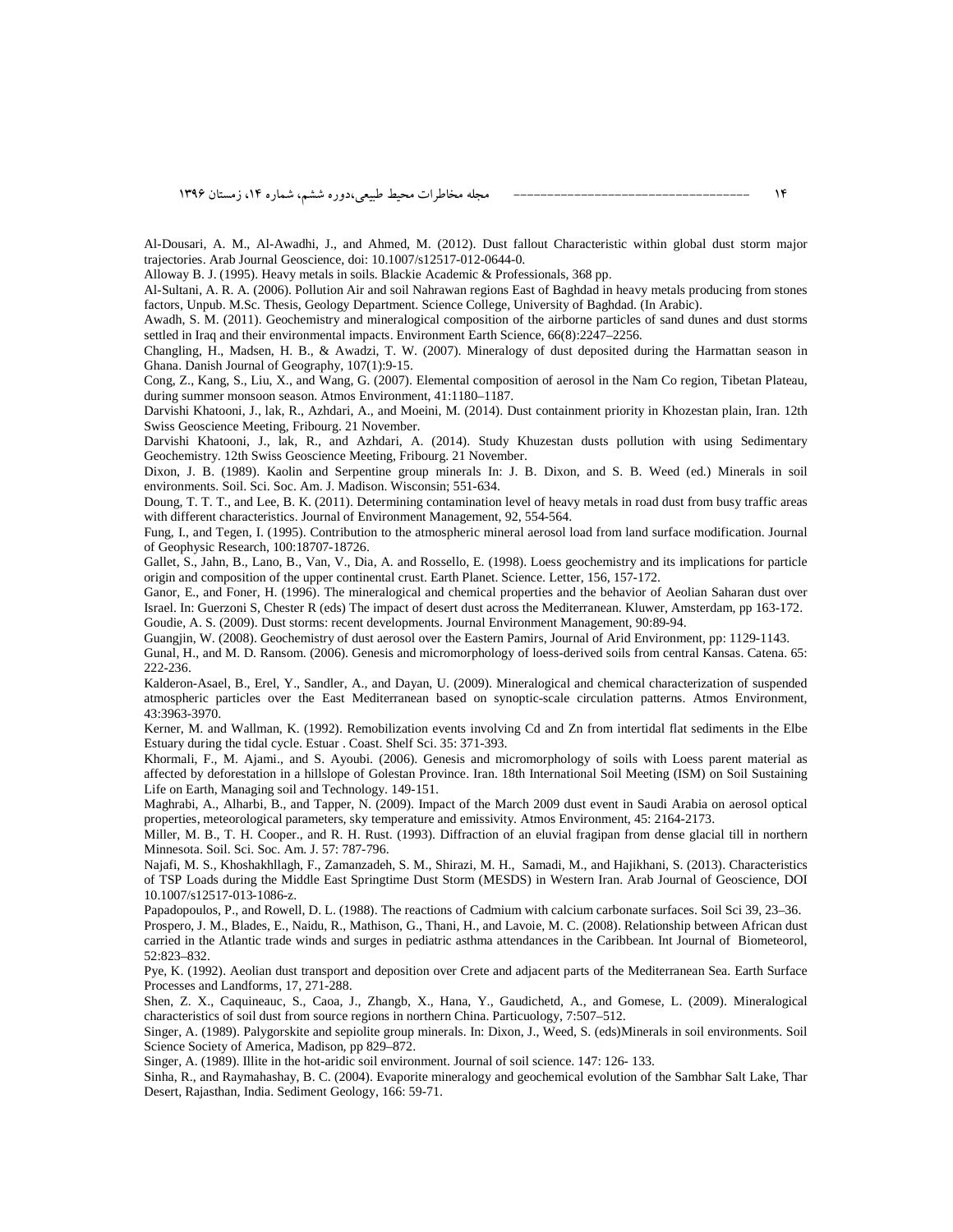Al-Dousari, A. M., Al-Awadhi, J., and Ahmed, M. (2012). Dust fallout Characteristic within global dust storm major trajectories. Arab Journal Geoscience, doi: 10.1007/s12517-012-0644-0.

Alloway B. J. (1995). Heavy metals in soils. Blackie Academic & Professionals, 368 pp.

Al-Sultani, A. R. A. (2006). Pollution Air and soil Nahrawan regions East of Baghdad in heavy metals producing from stones factors, Unpub. M.Sc. Thesis, Geology Department. Science College, University of Baghdad. (In Arabic).

Awadh, S. M. (2011). Geochemistry and mineralogical composition of the airborne particles of sand dunes and dust storms settled in Iraq and their environmental impacts. Environment Earth Science, 66(8):2247–2256.

Changling, H., Madsen, H. B., & Awadzi, T. W. (2007). Mineralogy of dust deposited during the Harmattan season in Ghana. Danish Journal of Geography, 107(1):9-15.

Cong, Z., Kang, S., Liu, X., and Wang, G. (2007). Elemental composition of aerosol in the Nam Co region, Tibetan Plateau, during summer monsoon season. Atmos Environment, 41:1180–1187.

Darvishi Khatooni, J., lak, R., Azhdari, A., and Moeini, M. (2014). Dust containment priority in Khozestan plain, Iran. 12th Swiss Geoscience Meeting, Fribourg. 21 November.

Darvishi Khatooni, J., lak, R., and Azhdari, A. (2014). Study Khuzestan dusts pollution with using Sedimentary Geochemistry. 12th Swiss Geoscience Meeting, Fribourg. 21 November.

Dixon, J. B. (1989). Kaolin and Serpentine group minerals In: J. B. Dixon, and S. B. Weed (ed.) Minerals in soil environments. Soil. Sci. Soc. Am. J. Madison. Wisconsin; 551-634.

Doung, T. T. T., and Lee, B. K. (2011). Determining contamination level of heavy metals in road dust from busy traffic areas with different characteristics. Journal of Environment Management, 92, 554-564.

Fung, I., and Tegen, I. (1995). Contribution to the atmospheric mineral aerosol load from land surface modification. Journal of Geophysic Research, 100:18707-18726.

Gallet, S., Jahn, B., Lano, B., Van, V., Dia, A. and Rossello, E. (1998). Loess geochemistry and its implications for particle origin and composition of the upper continental crust. Earth Planet. Science. Letter, 156, 157-172.

Ganor, E., and Foner, H. (1996). The mineralogical and chemical properties and the behavior of Aeolian Saharan dust over Israel. In: Guerzoni S, Chester R (eds) The impact of desert dust across the Mediterranean. Kluwer, Amsterdam, pp 163-172.

Goudie, A. S. (2009). Dust storms: recent developments. Journal Environment Management, 90:89-94.

Guangjin, W. (2008). Geochemistry of dust aerosol over the Eastern Pamirs, Journal of Arid Environment, pp: 1129-1143.

Gunal, H., and M. D. Ransom. (2006). Genesis and micromorphology of loess-derived soils from central Kansas. Catena. 65: 222-236.

Kalderon-Asael, B., Erel, Y., Sandler, A., and Dayan, U. (2009). Mineralogical and chemical characterization of suspended atmospheric particles over the East Mediterranean based on synoptic-scale circulation patterns. Atmos Environment, 43:3963-3970.

Kerner, M. and Wallman, K. (1992). Remobilization events involving Cd and Zn from intertidal flat sediments in the Elbe Estuary during the tidal cycle. Estuar . Coast. Shelf Sci. 35: 371-393.

Khormali, F., M. Ajami., and S. Ayoubi. (2006). Genesis and micromorphology of soils with Loess parent material as affected by deforestation in a hillslope of Golestan Province. Iran. 18th International Soil Meeting (ISM) on Soil Sustaining Life on Earth, Managing soil and Technology. 149-151.

Maghrabi, A., Alharbi, B., and Tapper, N. (2009). Impact of the March 2009 dust event in Saudi Arabia on aerosol optical properties, meteorological parameters, sky temperature and emissivity. Atmos Environment, 45: 2164-2173.

Miller, M. B., T. H. Cooper., and R. H. Rust. (1993). Diffraction of an eluvial fragipan from dense glacial till in northern Minnesota. Soil. Sci. Soc. Am. J. 57: 787-796.

Najafi, M. S., Khoshakhllagh, F., Zamanzadeh, S. M., Shirazi, M. H., Samadi, M., and Hajikhani, S. (2013). Characteristics of TSP Loads during the Middle East Springtime Dust Storm (MESDS) in Western Iran. Arab Journal of Geoscience, DOI 10.1007/s12517-013-1086-z.

Papadopoulos, P., and Rowell, D. L. (1988). The reactions of Cadmium with calcium carbonate surfaces. Soil Sci 39, 23–36.

Prospero, J. M., Blades, E., Naidu, R., Mathison, G., Thani, H., and Lavoie, M. C. (2008). Relationship between African dust carried in the Atlantic trade winds and surges in pediatric asthma attendances in the Caribbean. Int Journal of Biometeorol, 52:823–832.

Pye, K. (1992). Aeolian dust transport and deposition over Crete and adjacent parts of the Mediterranean Sea. Earth Surface Processes and Landforms, 17, 271-288.

Shen, Z. X., Caquineauc, S., Caoa, J., Zhangb, X., Hana, Y., Gaudichetd, A., and Gomese, L. (2009). Mineralogical characteristics of soil dust from source regions in northern China. Particuology, 7:507–512.

Singer, A. (1989). Palygorskite and sepiolite group minerals. In: Dixon, J., Weed, S. (eds)Minerals in soil environments. Soil Science Society of America, Madison, pp 829–872.

Singer, A. (1989). Illite in the hot-aridic soil environment. Journal of soil science. 147: 126- 133.

Sinha, R., and Raymahashay, B. C. (2004). Evaporite mineralogy and geochemical evolution of the Sambhar Salt Lake, Thar Desert, Rajasthan, India. Sediment Geology, 166: 59-71.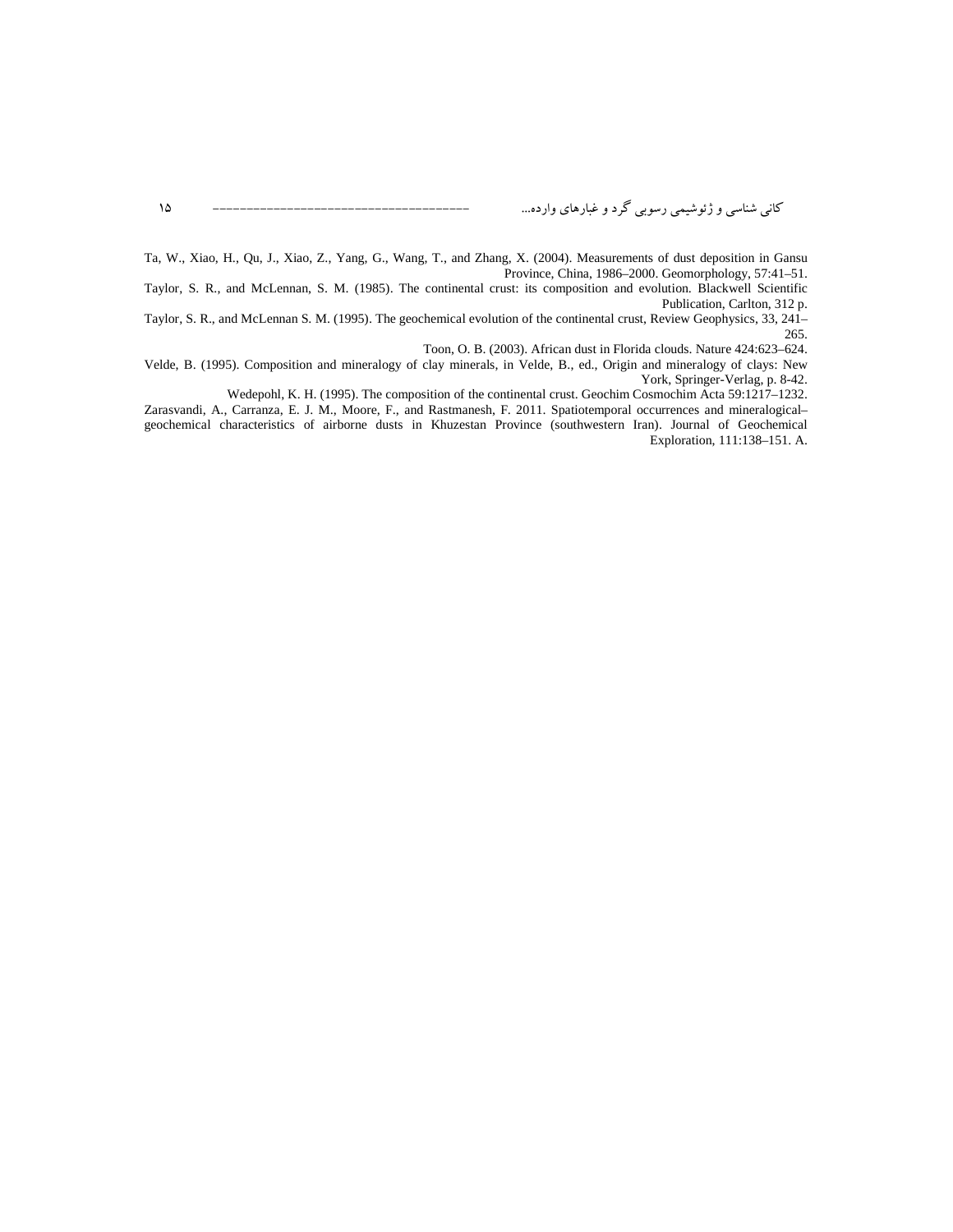Ta, W., Xiao, H., Qu, J., Xiao, Z., Yang, G., Wang, T., and Zhang, X. (2004). Measurements of dust deposition in Gansu Province, China, 1986–2000. Geomorphology, 57:41–51.

Taylor, S. R., and McLennan, S. M. (1985). The continental crust: its composition and evolution. Blackwell Scientific Publication, Carlton, 312 p.

Taylor, S. R., and McLennan S. M. (1995). The geochemical evolution of the continental crust, Review Geophysics, 33, 241–265.

Toon, O. B. (2003). African dust in Florida clouds. Nature 424:623–624.

Velde, B. (1995). Composition and mineralogy of clay minerals, in Velde, B., ed., Origin and mineralogy of clays: New York, Springer-Verlag, p. 8-42.

Wedepohl, K. H. (1995). The composition of the continental crust. Geochim Cosmochim Acta 59:1217–1232.

Zarasvandi, A., Carranza, E. J. M., Moore, F., and Rastmanesh, F. 2011. Spatiotemporal occurrences and mineralogical–geochemical characteristics of airborne dusts in Khuzestan Province (southwestern Iran). Journal of Geochemical Exploration, 111:138–151. A.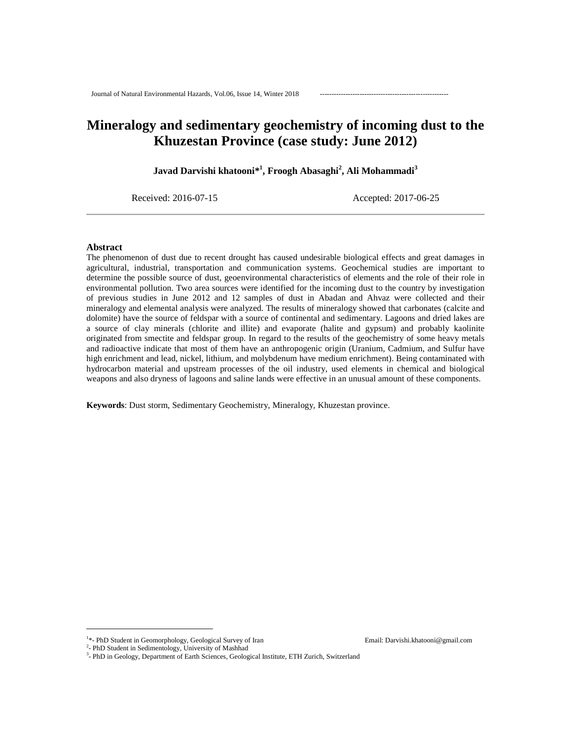# Mineralogy and sedimentary geochemistry of incoming dust to the Khuzestan Province (case study: June 2012)

**Javad Darvishi khatooni*[1], Froogh Abasaghi[2], Ali Mohammadi[3]**

Received: 2016-07-15 Accepted: 2017-06-25

## Abstract

The phenomenon of dust due to recent drought has caused undesirable biological effects and great damages in agricultural, industrial, transportation and communication systems. Geochemical studies are important to determine the possible source of dust, geoenvironmental characteristics of elements and the role of their role in environmental pollution. Two area sources were identified for the incoming dust to the country by investigation of previous studies in June 2012 and 12 samples of dust in Abadan and Ahvaz were collected and their mineralogy and elemental analysis were analyzed. The results of mineralogy showed that carbonates (calcite and dolomite) have the source of feldspar with a source of continental and sedimentary. Lagoons and dried lakes are a source of clay minerals (chlorite and illite) and evaporate (halite and gypsum) and probably kaolinite originated from smectite and feldspar group. In regard to the results of the geochemistry of some heavy metals and radioactive indicate that most of them have an anthropogenic origin (Uranium, Cadmium, and Sulfur have high enrichment and lead, nickel, lithium, and molybdenum have medium enrichment). Being contaminated with hydrocarbon material and upstream processes of the oil industry, used elements in chemical and biological weapons and also dryness of lagoons and saline lands were effective in an unusual amount of these components.

**Keywords**: Dust storm, Sedimentary Geochemistry, Mineralogy, Khuzestan province.

---

[1]*- PhD Student in Geomorphology, Geological Survey of Iran Email: Darvishi.khatooni@gmail.com

[2]- PhD Student in Sedimentology, University of Mashhad

[3]- PhD in Geology, Department of Earth Sciences, Geological Institute, ETH Zurich, Switzerland